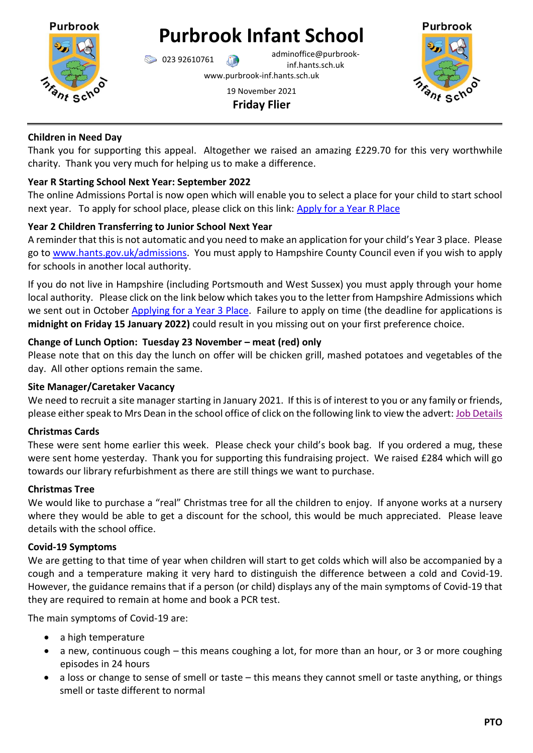# Purbrook Infant School

023 92610761 adminoffice@purbrook-inf.hants.sch.uk
www.purbrook-inf.hants.sch.uk

19 November 2021

**Friday Flier**

---

**Children in Need Day**

Thank you for supporting this appeal. Altogether we raised an amazing £229.70 for this very worthwhile charity. Thank you very much for helping us to make a difference.

**Year R Starting School Next Year: September 2022**

The online Admissions Portal is now open which will enable you to select a place for your child to start school next year. To apply for school place, please click on this link: Apply for a Year R Place

**Year 2 Children Transferring to Junior School Next Year**

A reminder that this is not automatic and you need to make an application for your child's Year 3 place. Please go to www.hants.gov.uk/admissions. You must apply to Hampshire County Council even if you wish to apply for schools in another local authority.

If you do not live in Hampshire (including Portsmouth and West Sussex) you must apply through your home local authority. Please click on the link below which takes you to the letter from Hampshire Admissions which we sent out in October Applying for a Year 3 Place. Failure to apply on time (the deadline for applications is **midnight on Friday 15 January 2022)** could result in you missing out on your first preference choice.

**Change of Lunch Option: Tuesday 23 November – meat (red) only**

Please note that on this day the lunch on offer will be chicken grill, mashed potatoes and vegetables of the day. All other options remain the same.

**Site Manager/Caretaker Vacancy**

We need to recruit a site manager starting in January 2021. If this is of interest to you or any family or friends, please either speak to Mrs Dean in the school office of click on the following link to view the advert: Job Details

**Christmas Cards**

These were sent home earlier this week. Please check your child's book bag. If you ordered a mug, these were sent home yesterday. Thank you for supporting this fundraising project. We raised £284 which will go towards our library refurbishment as there are still things we want to purchase.

**Christmas Tree**

We would like to purchase a "real" Christmas tree for all the children to enjoy. If anyone works at a nursery where they would be able to get a discount for the school, this would be much appreciated. Please leave details with the school office.

**Covid-19 Symptoms**

We are getting to that time of year when children will start to get colds which will also be accompanied by a cough and a temperature making it very hard to distinguish the difference between a cold and Covid-19. However, the guidance remains that if a person (or child) displays any of the main symptoms of Covid-19 that they are required to remain at home and book a PCR test.

The main symptoms of Covid-19 are:

- a high temperature
- a new, continuous cough – this means coughing a lot, for more than an hour, or 3 or more coughing episodes in 24 hours
- a loss or change to sense of smell or taste – this means they cannot smell or taste anything, or things smell or taste different to normal

**PTO**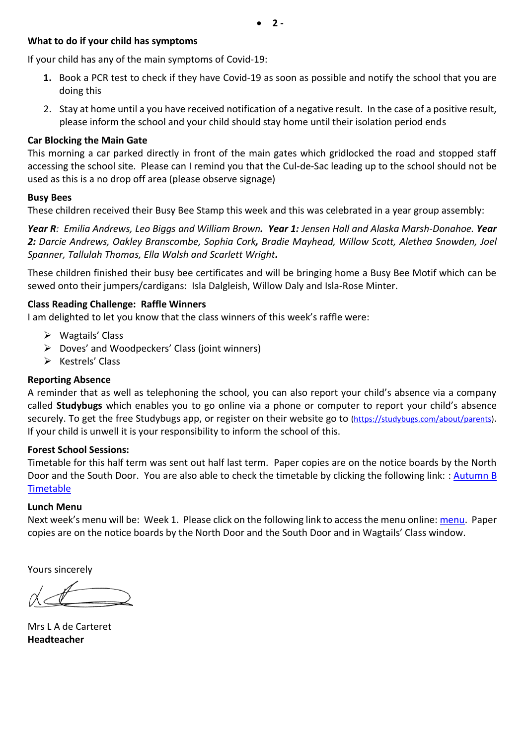**What to do if your child has symptoms**

If your child has any of the main symptoms of Covid-19:

1. Book a PCR test to check if they have Covid-19 as soon as possible and notify the school that you are doing this
2. Stay at home until a you have received notification of a negative result. In the case of a positive result, please inform the school and your child should stay home until their isolation period ends

**Car Blocking the Main Gate**
This morning a car parked directly in front of the main gates which gridlocked the road and stopped staff accessing the school site. Please can I remind you that the Cul-de-Sac leading up to the school should not be used as this is a no drop off area (please observe signage)

**Busy Bees**
These children received their Busy Bee Stamp this week and this was celebrated in a year group assembly:

***Year R**: Emilia Andrews, Leo Biggs and William Brown. **Year 1:** Jensen Hall and Alaska Marsh-Donahoe. **Year 2:** Darcie Andrews, Oakley Branscombe, Sophia Cork, Bradie Mayhead, Willow Scott, Alethea Snowden, Joel Spanner, Tallulah Thomas, Ella Walsh and Scarlett Wright.*

These children finished their busy bee certificates and will be bringing home a Busy Bee Motif which can be sewed onto their jumpers/cardigans: Isla Dalgleish, Willow Daly and Isla-Rose Minter.

**Class Reading Challenge: Raffle Winners**
I am delighted to let you know that the class winners of this week's raffle were:

- Wagtails' Class
- Doves' and Woodpeckers' Class (joint winners)
- Kestrels' Class

**Reporting Absence**
A reminder that as well as telephoning the school, you can also report your child's absence via a company called **Studybugs** which enables you to go online via a phone or computer to report your child's absence securely. To get the free Studybugs app, or register on their website go to (https://studybugs.com/about/parents). If your child is unwell it is your responsibility to inform the school of this.

**Forest School Sessions:**
Timetable for this half term was sent out half last term. Paper copies are on the notice boards by the North Door and the South Door. You are also able to check the timetable by clicking the following link: : Autumn B Timetable

**Lunch Menu**
Next week's menu will be: Week 1. Please click on the following link to access the menu online: menu. Paper copies are on the notice boards by the North Door and the South Door and in Wagtails' Class window.

Yours sincerely

Mrs L A de Carteret
**Headteacher**